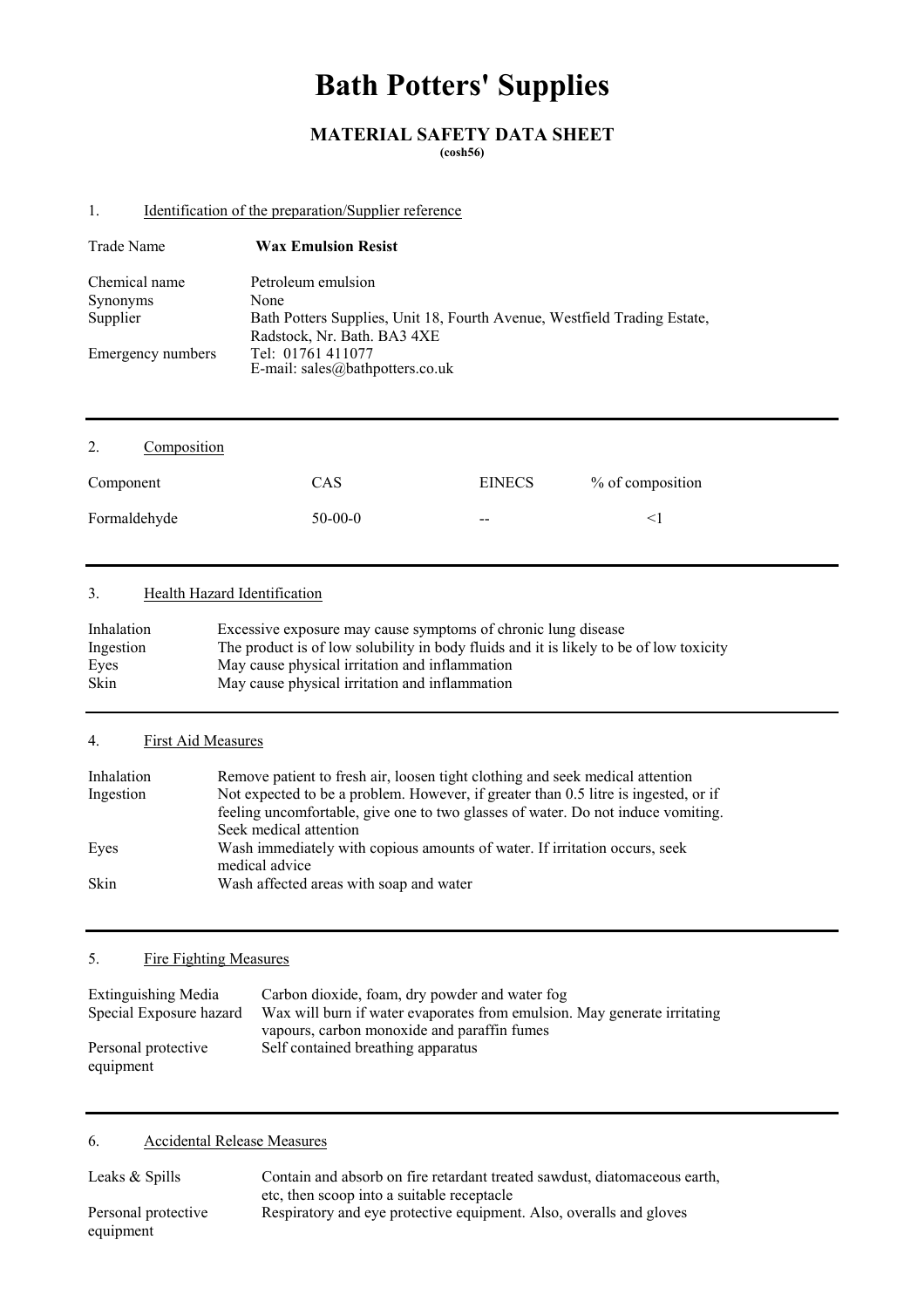# Bath Potters' Supplies

## MATERIAL SAFETY DATA SHEET

**(cosh56)**

### 1. Identification of the preparation/Supplier reference

| | |
|---|---|
| Trade Name | **Wax Emulsion Resist** |
| Chemical name | Petroleum emulsion |
| Synonyms | None |
| Supplier | Bath Potters Supplies, Unit 18, Fourth Avenue, Westfield Trading Estate, Radstock, Nr. Bath. BA3 4XE |
| Emergency numbers | Tel: 01761 411077<br>E-mail: sales@bathpotters.co.uk |

### 2. Composition

| Component | CAS | EINECS | % of composition |
|---|---|---|---|
| Formaldehyde | 50-00-0 | -- | <1 |

### 3. Health Hazard Identification

| | |
|---|---|
| Inhalation | Excessive exposure may cause symptoms of chronic lung disease |
| Ingestion | The product is of low solubility in body fluids and it is likely to be of low toxicity |
| Eyes | May cause physical irritation and inflammation |
| Skin | May cause physical irritation and inflammation |

### 4. First Aid Measures

| | |
|---|---|
| Inhalation | Remove patient to fresh air, loosen tight clothing and seek medical attention |
| Ingestion | Not expected to be a problem. However, if greater than 0.5 litre is ingested, or if feeling uncomfortable, give one to two glasses of water. Do not induce vomiting. Seek medical attention |
| Eyes | Wash immediately with copious amounts of water. If irritation occurs, seek medical advice |
| Skin | Wash affected areas with soap and water |

### 5. Fire Fighting Measures

| | |
|---|---|
| Extinguishing Media | Carbon dioxide, foam, dry powder and water fog |
| Special Exposure hazard | Wax will burn if water evaporates from emulsion. May generate irritating vapours, carbon monoxide and paraffin fumes |
| Personal protective equipment | Self contained breathing apparatus |

### 6. Accidental Release Measures

| | |
|---|---|
| Leaks & Spills | Contain and absorb on fire retardant treated sawdust, diatomaceous earth, etc, then scoop into a suitable receptacle |
| Personal protective equipment | Respiratory and eye protective equipment. Also, overalls and gloves |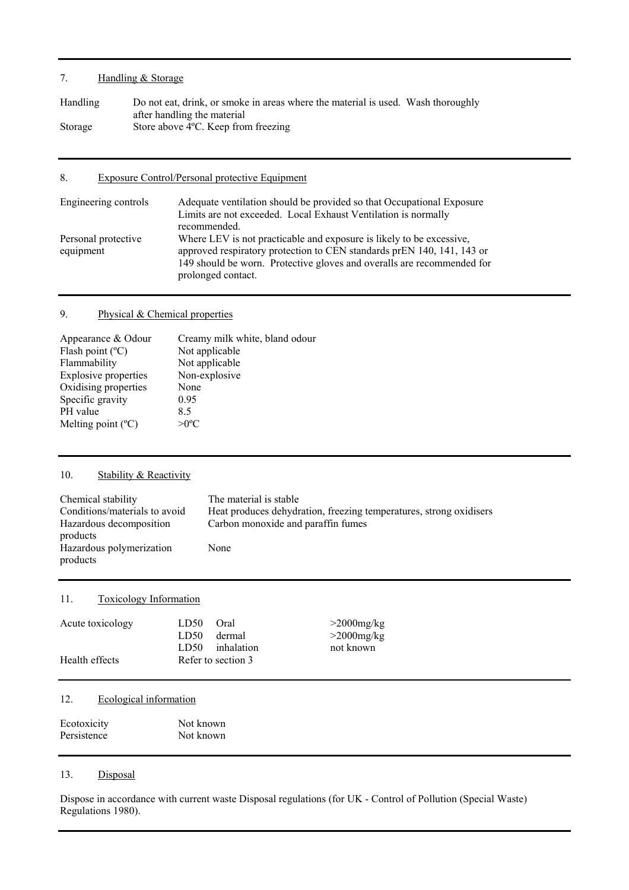## 7. Handling & Storage

| | |
|---|---|
| Handling | Do not eat, drink, or smoke in areas where the material is used. Wash thoroughly after handling the material |
| Storage | Store above 4ºC. Keep from freezing |

## 8. Exposure Control/Personal protective Equipment

| | |
|---|---|
| Engineering controls | Adequate ventilation should be provided so that Occupational Exposure Limits are not exceeded. Local Exhaust Ventilation is normally recommended. |
| Personal protective equipment | Where LEV is not practicable and exposure is likely to be excessive, approved respiratory protection to CEN standards prEN 140, 141, 143 or 149 should be worn. Protective gloves and overalls are recommended for prolonged contact. |

## 9. Physical & Chemical properties

| | |
|---|---|
| Appearance & Odour | Creamy milk white, bland odour |
| Flash point (ºC) | Not applicable |
| Flammability | Not applicable |
| Explosive properties | Non-explosive |
| Oxidising properties | None |
| Specific gravity | 0.95 |
| PH value | 8.5 |
| Melting point (ºC) | >0ºC |

## 10. Stability & Reactivity

| | |
|---|---|
| Chemical stability | The material is stable |
| Conditions/materials to avoid | Heat produces dehydration, freezing temperatures, strong oxidisers |
| Hazardous decomposition products | Carbon monoxide and paraffin fumes |
| Hazardous polymerization products | None |

## 11. Toxicology Information

| | | | |
|---|---|---|---|
| Acute toxicology | LD50 | Oral | >2000mg/kg |
| | LD50 | dermal | >2000mg/kg |
| | LD50 | inhalation | not known |
| Health effects | Refer to section 3 | | |

## 12. Ecological information

| | |
|---|---|
| Ecotoxicity | Not known |
| Persistence | Not known |

## 13. Disposal

Dispose in accordance with current waste Disposal regulations (for UK - Control of Pollution (Special Waste) Regulations 1980).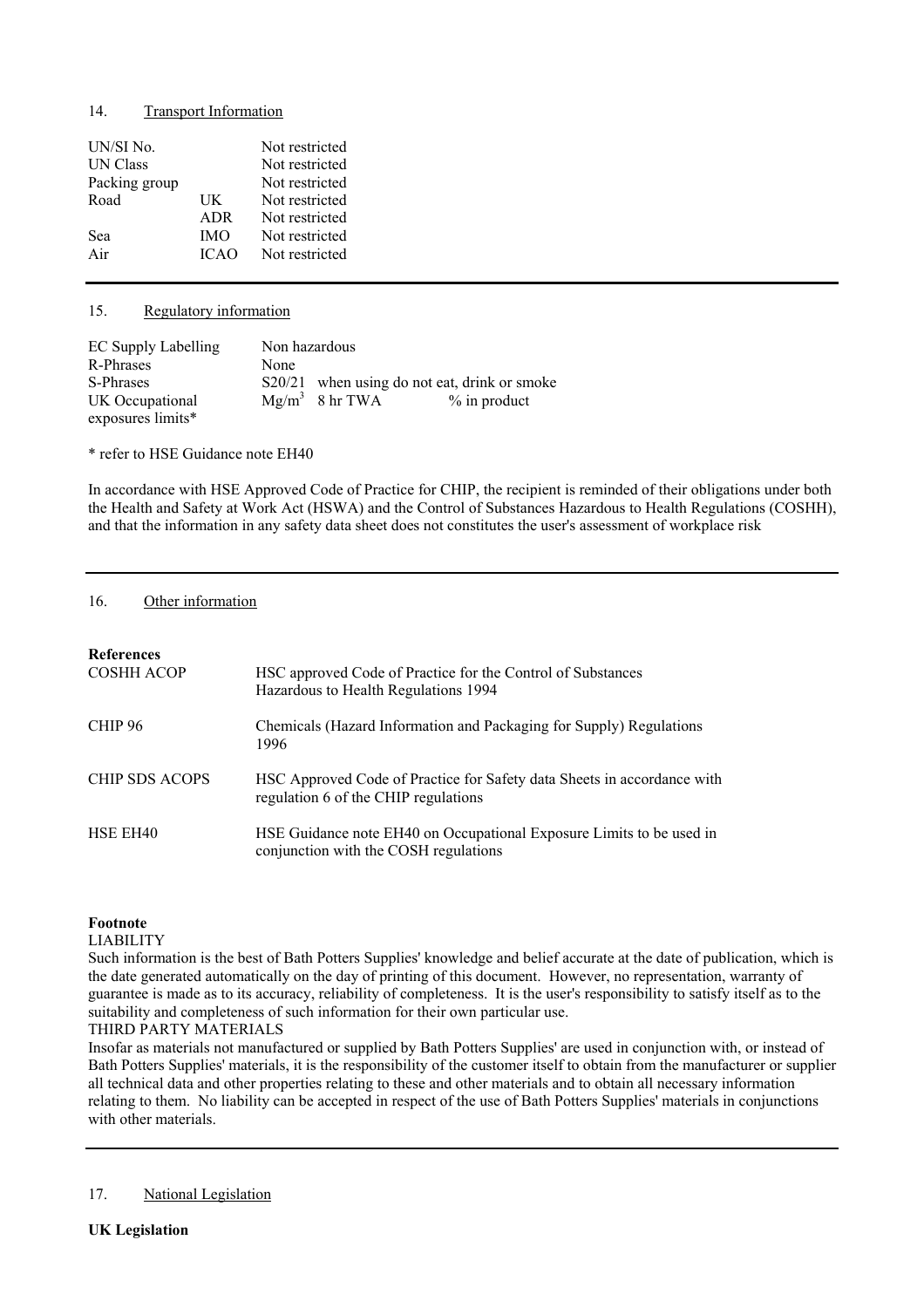## 14. Transport Information

| | | |
|---|---|---|
| UN/SI No. | | Not restricted |
| UN Class | | Not restricted |
| Packing group | | Not restricted |
| Road | UK | Not restricted |
| | ADR | Not restricted |
| Sea | IMO | Not restricted |
| Air | ICAO | Not restricted |

## 15. Regulatory information

| | | | |
|---|---|---|---|
| EC Supply Labelling | Non hazardous | | |
| R-Phrases | None | | |
| S-Phrases | S20/21 when using do not eat, drink or smoke | | |
| UK Occupational exposures limits* | $Mg/m^3$ | 8 hr TWA | % in product |

* refer to HSE Guidance note EH40

In accordance with HSE Approved Code of Practice for CHIP, the recipient is reminded of their obligations under both the Health and Safety at Work Act (HSWA) and the Control of Substances Hazardous to Health Regulations (COSHH), and that the information in any safety data sheet does not constitutes the user's assessment of workplace risk

## 16. Other information

**References**

| | |
|---|---|
| COSHH ACOP | HSC approved Code of Practice for the Control of Substances Hazardous to Health Regulations 1994 |
| CHIP 96 | Chemicals (Hazard Information and Packaging for Supply) Regulations 1996 |
| CHIP SDS ACOPS | HSC Approved Code of Practice for Safety data Sheets in accordance with regulation 6 of the CHIP regulations |
| HSE EH40 | HSE Guidance note EH40 on Occupational Exposure Limits to be used in conjunction with the COSH regulations |

**Footnote**

LIABILITY

Such information is the best of Bath Potters Supplies' knowledge and belief accurate at the date of publication, which is the date generated automatically on the day of printing of this document. However, no representation, warranty of guarantee is made as to its accuracy, reliability of completeness. It is the user's responsibility to satisfy itself as to the suitability and completeness of such information for their own particular use.

THIRD PARTY MATERIALS

Insofar as materials not manufactured or supplied by Bath Potters Supplies' are used in conjunction with, or instead of Bath Potters Supplies' materials, it is the responsibility of the customer itself to obtain from the manufacturer or supplier all technical data and other properties relating to these and other materials and to obtain all necessary information relating to them. No liability can be accepted in respect of the use of Bath Potters Supplies' materials in conjunctions with other materials.

## 17. National Legislation

**UK Legislation**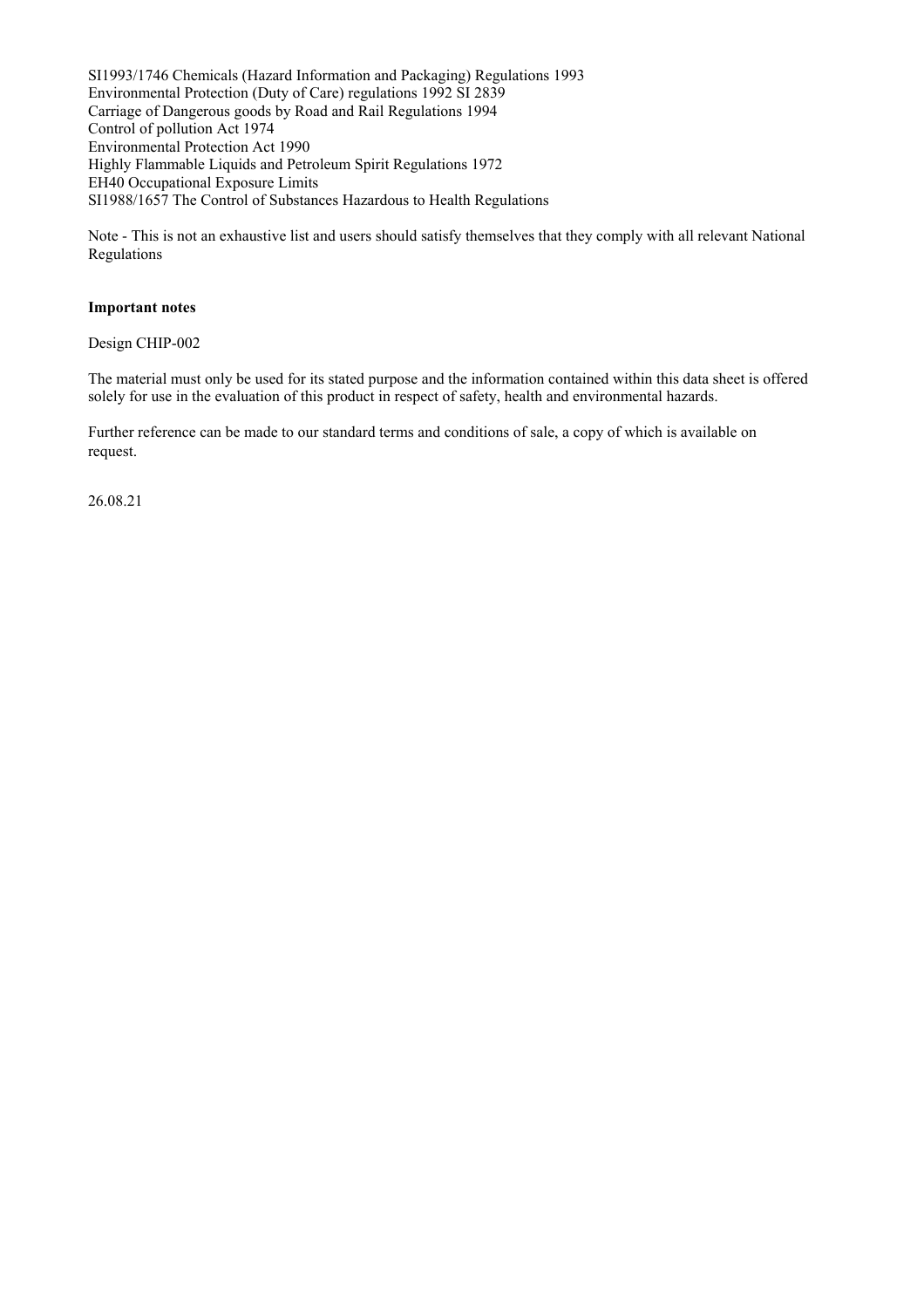SI1993/1746 Chemicals (Hazard Information and Packaging) Regulations 1993
Environmental Protection (Duty of Care) regulations 1992 SI 2839
Carriage of Dangerous goods by Road and Rail Regulations 1994
Control of pollution Act 1974
Environmental Protection Act 1990
Highly Flammable Liquids and Petroleum Spirit Regulations 1972
EH40 Occupational Exposure Limits
SI1988/1657 The Control of Substances Hazardous to Health Regulations

Note - This is not an exhaustive list and users should satisfy themselves that they comply with all relevant National Regulations

**Important notes**

Design CHIP-002

The material must only be used for its stated purpose and the information contained within this data sheet is offered solely for use in the evaluation of this product in respect of safety, health and environmental hazards.

Further reference can be made to our standard terms and conditions of sale, a copy of which is available on request.

26.08.21